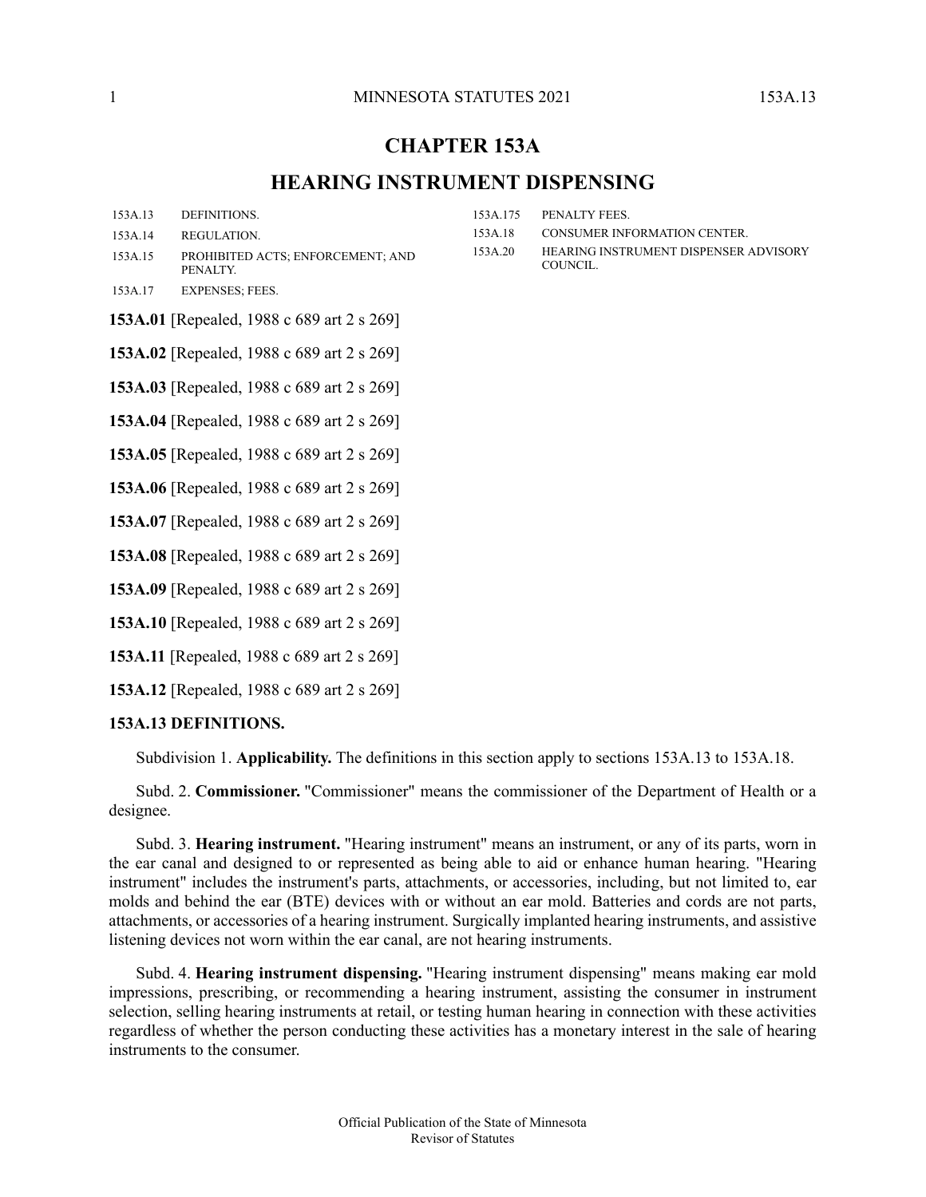# CHAPTER 153A

## HEARING INSTRUMENT DISPENSING

| | | | |
|---|---|---|---|
| 153A.13 | DEFINITIONS. | 153A.175 | PENALTY FEES. |
| 153A.14 | REGULATION. | 153A.18 | CONSUMER INFORMATION CENTER. |
| 153A.15 | PROHIBITED ACTS; ENFORCEMENT; AND PENALTY. | 153A.20 | HEARING INSTRUMENT DISPENSER ADVISORY COUNCIL. |
| 153A.17 | EXPENSES; FEES. | | |

**153A.01** [Repealed, 1988 c 689 art 2 s 269]

**153A.02** [Repealed, 1988 c 689 art 2 s 269]

**153A.03** [Repealed, 1988 c 689 art 2 s 269]

**153A.04** [Repealed, 1988 c 689 art 2 s 269]

**153A.05** [Repealed, 1988 c 689 art 2 s 269]

**153A.06** [Repealed, 1988 c 689 art 2 s 269]

**153A.07** [Repealed, 1988 c 689 art 2 s 269]

**153A.08** [Repealed, 1988 c 689 art 2 s 269]

**153A.09** [Repealed, 1988 c 689 art 2 s 269]

**153A.10** [Repealed, 1988 c 689 art 2 s 269]

**153A.11** [Repealed, 1988 c 689 art 2 s 269]

**153A.12** [Repealed, 1988 c 689 art 2 s 269]

### 153A.13 DEFINITIONS.

Subdivision 1. **Applicability.** The definitions in this section apply to sections 153A.13 to 153A.18.

Subd. 2. **Commissioner.** "Commissioner" means the commissioner of the Department of Health or a designee.

Subd. 3. **Hearing instrument.** "Hearing instrument" means an instrument, or any of its parts, worn in the ear canal and designed to or represented as being able to aid or enhance human hearing. "Hearing instrument" includes the instrument's parts, attachments, or accessories, including, but not limited to, ear molds and behind the ear (BTE) devices with or without an ear mold. Batteries and cords are not parts, attachments, or accessories of a hearing instrument. Surgically implanted hearing instruments, and assistive listening devices not worn within the ear canal, are not hearing instruments.

Subd. 4. **Hearing instrument dispensing.** "Hearing instrument dispensing" means making ear mold impressions, prescribing, or recommending a hearing instrument, assisting the consumer in instrument selection, selling hearing instruments at retail, or testing human hearing in connection with these activities regardless of whether the person conducting these activities has a monetary interest in the sale of hearing instruments to the consumer.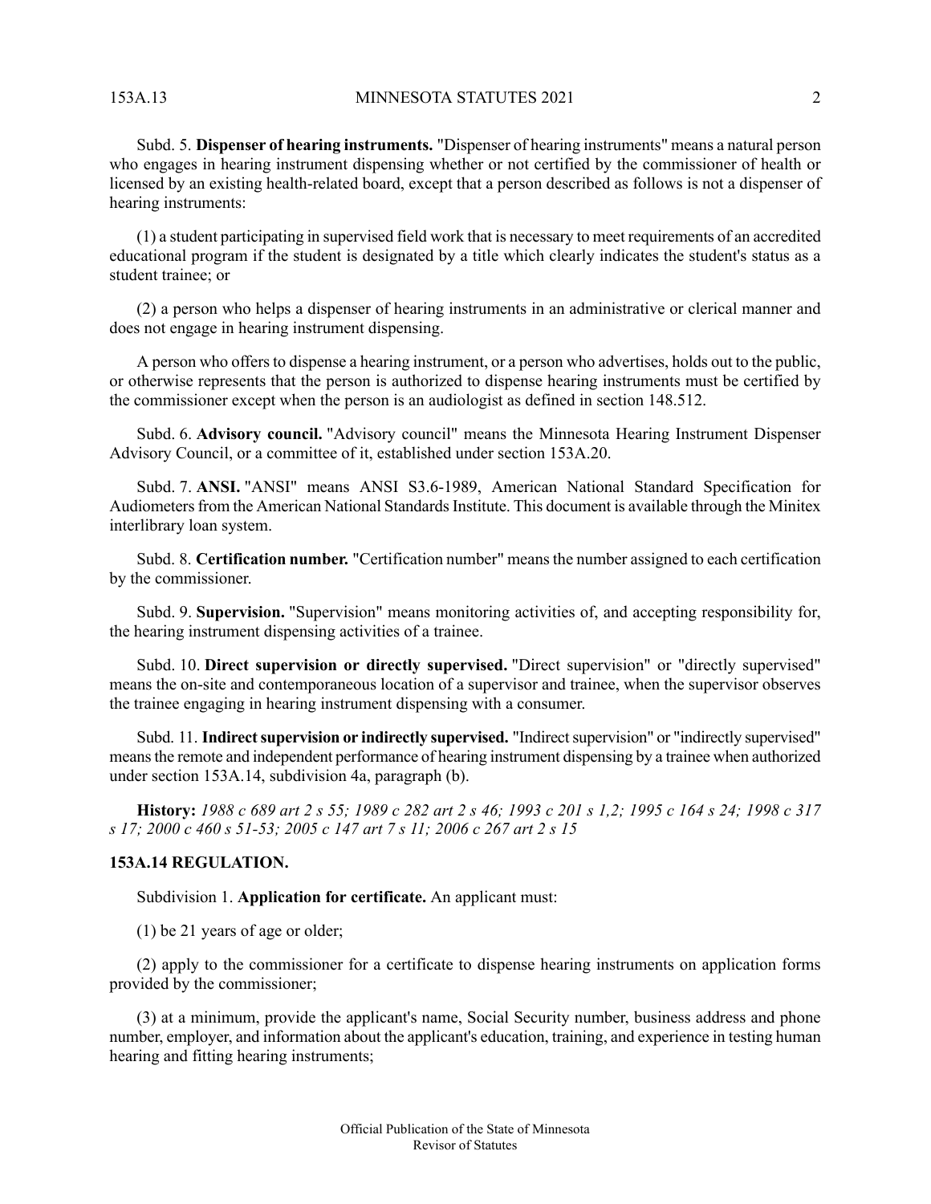Subd. 5. **Dispenser of hearing instruments.** "Dispenser of hearing instruments" means a natural person who engages in hearing instrument dispensing whether or not certified by the commissioner of health or licensed by an existing health-related board, except that a person described as follows is not a dispenser of hearing instruments:

(1) a student participating in supervised field work that is necessary to meet requirements of an accredited educational program if the student is designated by a title which clearly indicates the student's status as a student trainee; or

(2) a person who helps a dispenser of hearing instruments in an administrative or clerical manner and does not engage in hearing instrument dispensing.

A person who offers to dispense a hearing instrument, or a person who advertises, holds out to the public, or otherwise represents that the person is authorized to dispense hearing instruments must be certified by the commissioner except when the person is an audiologist as defined in section 148.512.

Subd. 6. **Advisory council.** "Advisory council" means the Minnesota Hearing Instrument Dispenser Advisory Council, or a committee of it, established under section 153A.20.

Subd. 7. **ANSI.** "ANSI" means ANSI S3.6-1989, American National Standard Specification for Audiometers from the American National Standards Institute. This document is available through the Minitex interlibrary loan system.

Subd. 8. **Certification number.** "Certification number" means the number assigned to each certification by the commissioner.

Subd. 9. **Supervision.** "Supervision" means monitoring activities of, and accepting responsibility for, the hearing instrument dispensing activities of a trainee.

Subd. 10. **Direct supervision or directly supervised.** "Direct supervision" or "directly supervised" means the on-site and contemporaneous location of a supervisor and trainee, when the supervisor observes the trainee engaging in hearing instrument dispensing with a consumer.

Subd. 11. **Indirect supervision or indirectly supervised.** "Indirect supervision" or "indirectly supervised" means the remote and independent performance of hearing instrument dispensing by a trainee when authorized under section 153A.14, subdivision 4a, paragraph (b).

**History:** *1988 c 689 art 2 s 55; 1989 c 282 art 2 s 46; 1993 c 201 s 1,2; 1995 c 164 s 24; 1998 c 317 s 17; 2000 c 460 s 51-53; 2005 c 147 art 7 s 11; 2006 c 267 art 2 s 15*

## 153A.14 REGULATION.

Subdivision 1. **Application for certificate.** An applicant must:

(1) be 21 years of age or older;

(2) apply to the commissioner for a certificate to dispense hearing instruments on application forms provided by the commissioner;

(3) at a minimum, provide the applicant's name, Social Security number, business address and phone number, employer, and information about the applicant's education, training, and experience in testing human hearing and fitting hearing instruments;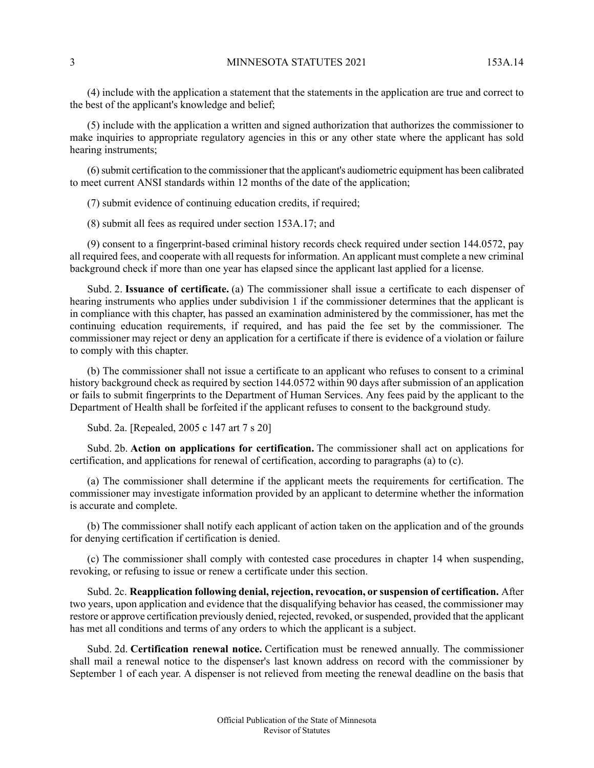(4) include with the application a statement that the statements in the application are true and correct to the best of the applicant's knowledge and belief;

(5) include with the application a written and signed authorization that authorizes the commissioner to make inquiries to appropriate regulatory agencies in this or any other state where the applicant has sold hearing instruments;

(6) submit certification to the commissioner that the applicant's audiometric equipment has been calibrated to meet current ANSI standards within 12 months of the date of the application;

(7) submit evidence of continuing education credits, if required;

(8) submit all fees as required under section 153A.17; and

(9) consent to a fingerprint-based criminal history records check required under section 144.0572, pay all required fees, and cooperate with all requests for information. An applicant must complete a new criminal background check if more than one year has elapsed since the applicant last applied for a license.

Subd. 2. **Issuance of certificate.** (a) The commissioner shall issue a certificate to each dispenser of hearing instruments who applies under subdivision 1 if the commissioner determines that the applicant is in compliance with this chapter, has passed an examination administered by the commissioner, has met the continuing education requirements, if required, and has paid the fee set by the commissioner. The commissioner may reject or deny an application for a certificate if there is evidence of a violation or failure to comply with this chapter.

(b) The commissioner shall not issue a certificate to an applicant who refuses to consent to a criminal history background check as required by section 144.0572 within 90 days after submission of an application or fails to submit fingerprints to the Department of Human Services. Any fees paid by the applicant to the Department of Health shall be forfeited if the applicant refuses to consent to the background study.

Subd. 2a. [Repealed, 2005 c 147 art 7 s 20]

Subd. 2b. **Action on applications for certification.** The commissioner shall act on applications for certification, and applications for renewal of certification, according to paragraphs (a) to (c).

(a) The commissioner shall determine if the applicant meets the requirements for certification. The commissioner may investigate information provided by an applicant to determine whether the information is accurate and complete.

(b) The commissioner shall notify each applicant of action taken on the application and of the grounds for denying certification if certification is denied.

(c) The commissioner shall comply with contested case procedures in chapter 14 when suspending, revoking, or refusing to issue or renew a certificate under this section.

Subd. 2c. **Reapplication following denial, rejection, revocation, or suspension of certification.** After two years, upon application and evidence that the disqualifying behavior has ceased, the commissioner may restore or approve certification previously denied, rejected, revoked, or suspended, provided that the applicant has met all conditions and terms of any orders to which the applicant is a subject.

Subd. 2d. **Certification renewal notice.** Certification must be renewed annually. The commissioner shall mail a renewal notice to the dispenser's last known address on record with the commissioner by September 1 of each year. A dispenser is not relieved from meeting the renewal deadline on the basis that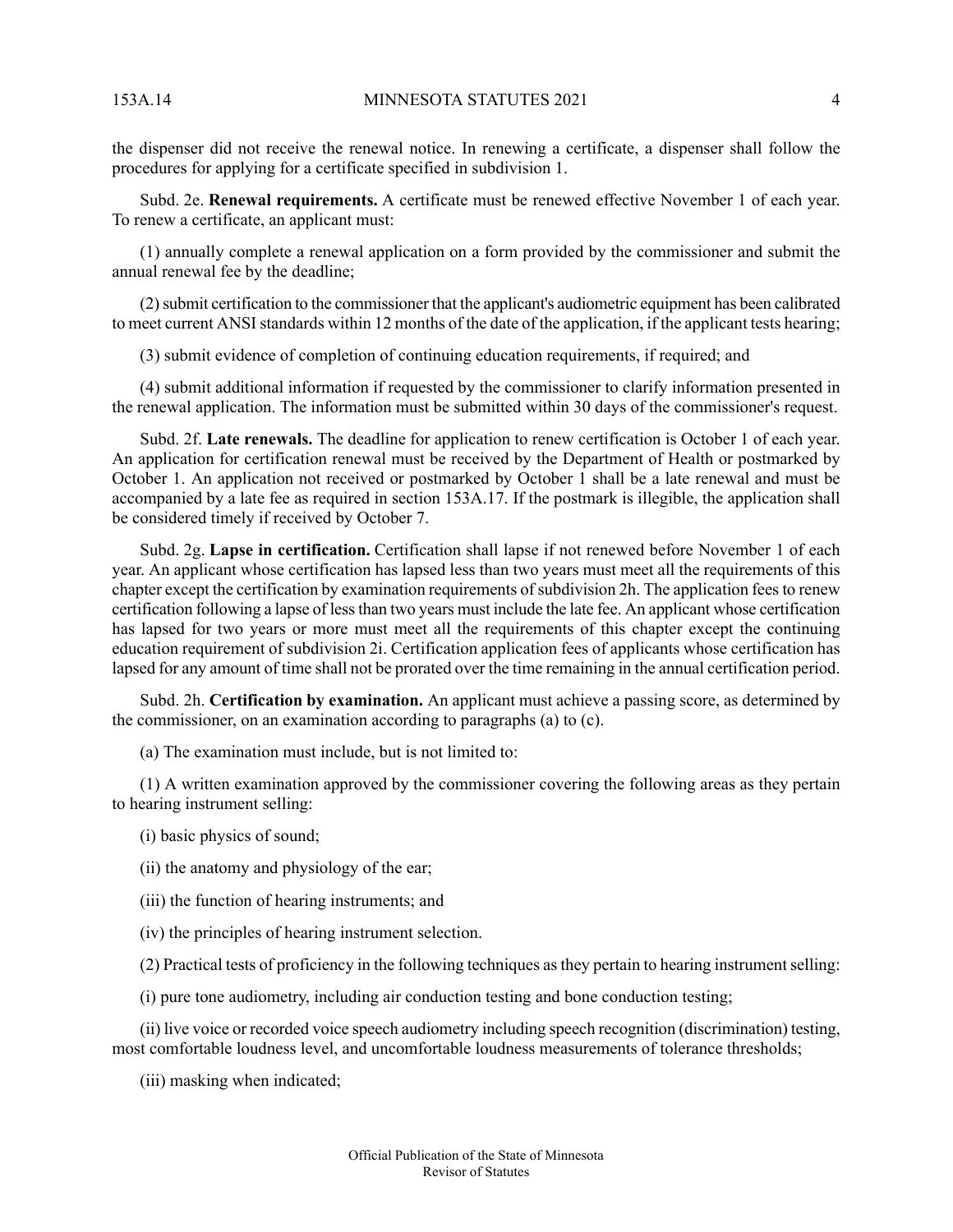the dispenser did not receive the renewal notice. In renewing a certificate, a dispenser shall follow the procedures for applying for a certificate specified in subdivision 1.

Subd. 2e. **Renewal requirements.** A certificate must be renewed effective November 1 of each year. To renew a certificate, an applicant must:

(1) annually complete a renewal application on a form provided by the commissioner and submit the annual renewal fee by the deadline;

(2) submit certification to the commissioner that the applicant's audiometric equipment has been calibrated to meet current ANSI standards within 12 months of the date of the application, if the applicant tests hearing;

(3) submit evidence of completion of continuing education requirements, if required; and

(4) submit additional information if requested by the commissioner to clarify information presented in the renewal application. The information must be submitted within 30 days of the commissioner's request.

Subd. 2f. **Late renewals.** The deadline for application to renew certification is October 1 of each year. An application for certification renewal must be received by the Department of Health or postmarked by October 1. An application not received or postmarked by October 1 shall be a late renewal and must be accompanied by a late fee as required in section 153A.17. If the postmark is illegible, the application shall be considered timely if received by October 7.

Subd. 2g. **Lapse in certification.** Certification shall lapse if not renewed before November 1 of each year. An applicant whose certification has lapsed less than two years must meet all the requirements of this chapter except the certification by examination requirements of subdivision 2h. The application fees to renew certification following a lapse of less than two years must include the late fee. An applicant whose certification has lapsed for two years or more must meet all the requirements of this chapter except the continuing education requirement of subdivision 2i. Certification application fees of applicants whose certification has lapsed for any amount of time shall not be prorated over the time remaining in the annual certification period.

Subd. 2h. **Certification by examination.** An applicant must achieve a passing score, as determined by the commissioner, on an examination according to paragraphs (a) to (c).

(a) The examination must include, but is not limited to:

(1) A written examination approved by the commissioner covering the following areas as they pertain to hearing instrument selling:

(i) basic physics of sound;

(ii) the anatomy and physiology of the ear;

(iii) the function of hearing instruments; and

(iv) the principles of hearing instrument selection.

(2) Practical tests of proficiency in the following techniques as they pertain to hearing instrument selling:

(i) pure tone audiometry, including air conduction testing and bone conduction testing;

(ii) live voice or recorded voice speech audiometry including speech recognition (discrimination) testing, most comfortable loudness level, and uncomfortable loudness measurements of tolerance thresholds;

(iii) masking when indicated;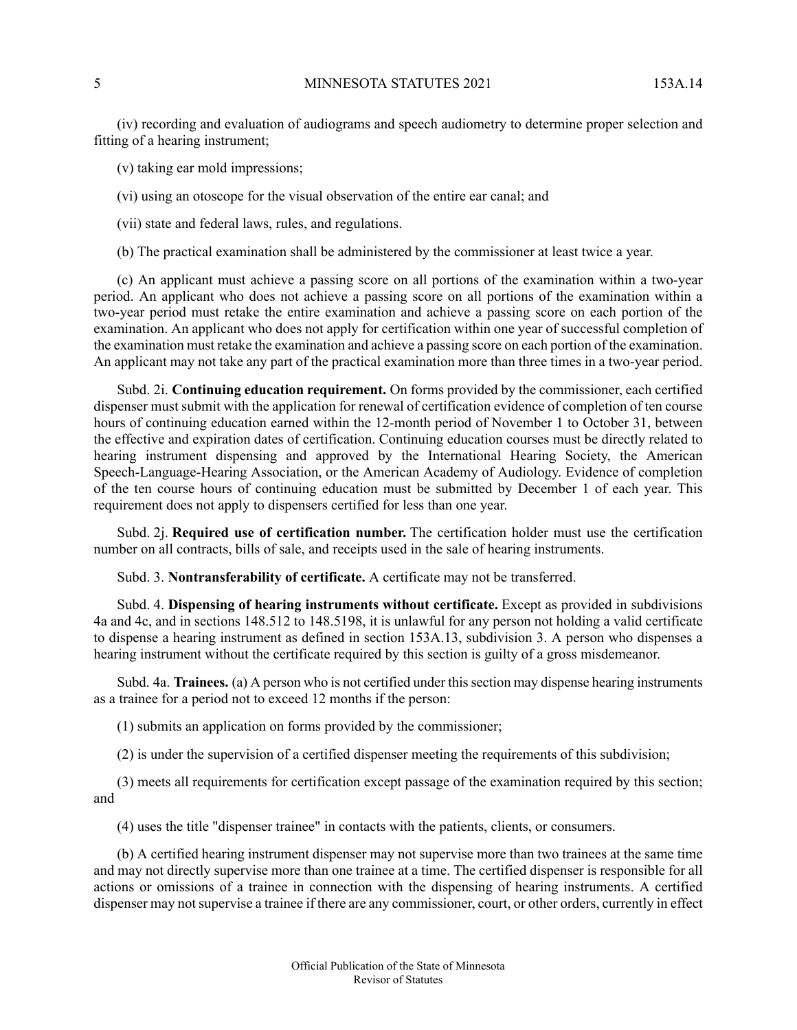(iv) recording and evaluation of audiograms and speech audiometry to determine proper selection and fitting of a hearing instrument;

(v) taking ear mold impressions;

(vi) using an otoscope for the visual observation of the entire ear canal; and

(vii) state and federal laws, rules, and regulations.

(b) The practical examination shall be administered by the commissioner at least twice a year.

(c) An applicant must achieve a passing score on all portions of the examination within a two-year period. An applicant who does not achieve a passing score on all portions of the examination within a two-year period must retake the entire examination and achieve a passing score on each portion of the examination. An applicant who does not apply for certification within one year of successful completion of the examination must retake the examination and achieve a passing score on each portion of the examination. An applicant may not take any part of the practical examination more than three times in a two-year period.

Subd. 2i. **Continuing education requirement.** On forms provided by the commissioner, each certified dispenser must submit with the application for renewal of certification evidence of completion of ten course hours of continuing education earned within the 12-month period of November 1 to October 31, between the effective and expiration dates of certification. Continuing education courses must be directly related to hearing instrument dispensing and approved by the International Hearing Society, the American Speech-Language-Hearing Association, or the American Academy of Audiology. Evidence of completion of the ten course hours of continuing education must be submitted by December 1 of each year. This requirement does not apply to dispensers certified for less than one year.

Subd. 2j. **Required use of certification number.** The certification holder must use the certification number on all contracts, bills of sale, and receipts used in the sale of hearing instruments.

Subd. 3. **Nontransferability of certificate.** A certificate may not be transferred.

Subd. 4. **Dispensing of hearing instruments without certificate.** Except as provided in subdivisions 4a and 4c, and in sections 148.512 to 148.5198, it is unlawful for any person not holding a valid certificate to dispense a hearing instrument as defined in section 153A.13, subdivision 3. A person who dispenses a hearing instrument without the certificate required by this section is guilty of a gross misdemeanor.

Subd. 4a. **Trainees.** (a) A person who is not certified under this section may dispense hearing instruments as a trainee for a period not to exceed 12 months if the person:

(1) submits an application on forms provided by the commissioner;

(2) is under the supervision of a certified dispenser meeting the requirements of this subdivision;

(3) meets all requirements for certification except passage of the examination required by this section; and

(4) uses the title "dispenser trainee" in contacts with the patients, clients, or consumers.

(b) A certified hearing instrument dispenser may not supervise more than two trainees at the same time and may not directly supervise more than one trainee at a time. The certified dispenser is responsible for all actions or omissions of a trainee in connection with the dispensing of hearing instruments. A certified dispenser may not supervise a trainee if there are any commissioner, court, or other orders, currently in effect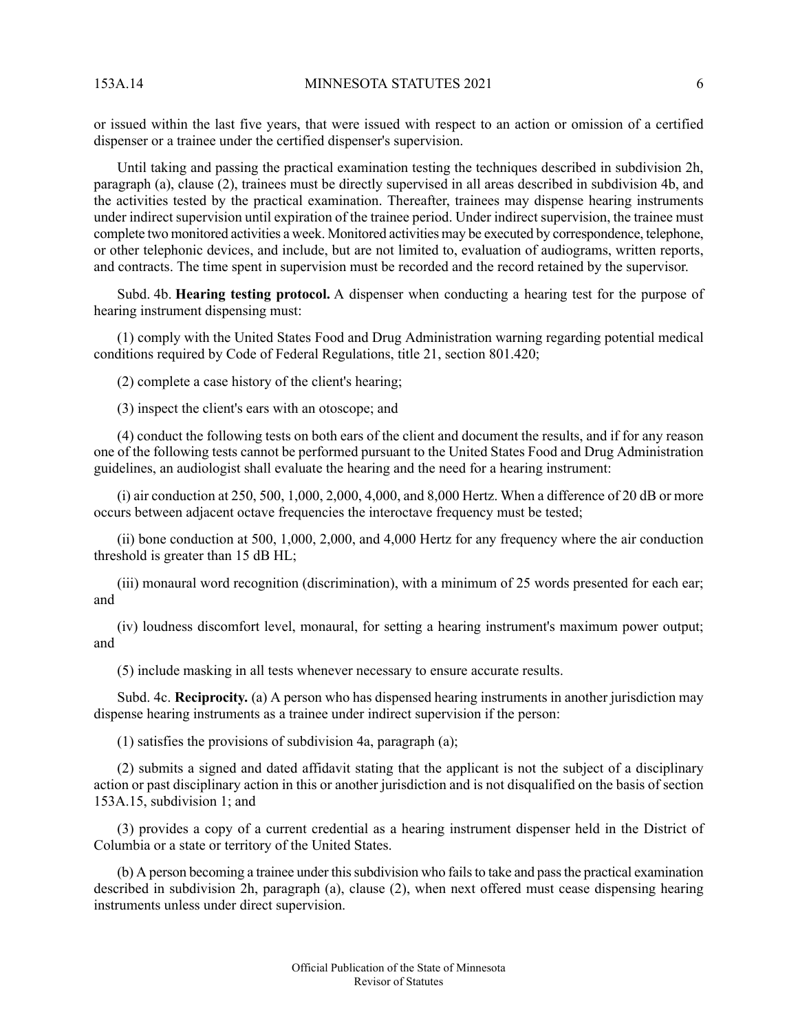or issued within the last five years, that were issued with respect to an action or omission of a certified dispenser or a trainee under the certified dispenser's supervision.

Until taking and passing the practical examination testing the techniques described in subdivision 2h, paragraph (a), clause (2), trainees must be directly supervised in all areas described in subdivision 4b, and the activities tested by the practical examination. Thereafter, trainees may dispense hearing instruments under indirect supervision until expiration of the trainee period. Under indirect supervision, the trainee must complete two monitored activities a week. Monitored activities may be executed by correspondence, telephone, or other telephonic devices, and include, but are not limited to, evaluation of audiograms, written reports, and contracts. The time spent in supervision must be recorded and the record retained by the supervisor.

Subd. 4b. **Hearing testing protocol.** A dispenser when conducting a hearing test for the purpose of hearing instrument dispensing must:

(1) comply with the United States Food and Drug Administration warning regarding potential medical conditions required by Code of Federal Regulations, title 21, section 801.420;

(2) complete a case history of the client's hearing;

(3) inspect the client's ears with an otoscope; and

(4) conduct the following tests on both ears of the client and document the results, and if for any reason one of the following tests cannot be performed pursuant to the United States Food and Drug Administration guidelines, an audiologist shall evaluate the hearing and the need for a hearing instrument:

(i) air conduction at 250, 500, 1,000, 2,000, 4,000, and 8,000 Hertz. When a difference of 20 dB or more occurs between adjacent octave frequencies the interoctave frequency must be tested;

(ii) bone conduction at 500, 1,000, 2,000, and 4,000 Hertz for any frequency where the air conduction threshold is greater than 15 dB HL;

(iii) monaural word recognition (discrimination), with a minimum of 25 words presented for each ear; and

(iv) loudness discomfort level, monaural, for setting a hearing instrument's maximum power output; and

(5) include masking in all tests whenever necessary to ensure accurate results.

Subd. 4c. **Reciprocity.** (a) A person who has dispensed hearing instruments in another jurisdiction may dispense hearing instruments as a trainee under indirect supervision if the person:

(1) satisfies the provisions of subdivision 4a, paragraph (a);

(2) submits a signed and dated affidavit stating that the applicant is not the subject of a disciplinary action or past disciplinary action in this or another jurisdiction and is not disqualified on the basis of section 153A.15, subdivision 1; and

(3) provides a copy of a current credential as a hearing instrument dispenser held in the District of Columbia or a state or territory of the United States.

(b) A person becoming a trainee under this subdivision who fails to take and pass the practical examination described in subdivision 2h, paragraph (a), clause (2), when next offered must cease dispensing hearing instruments unless under direct supervision.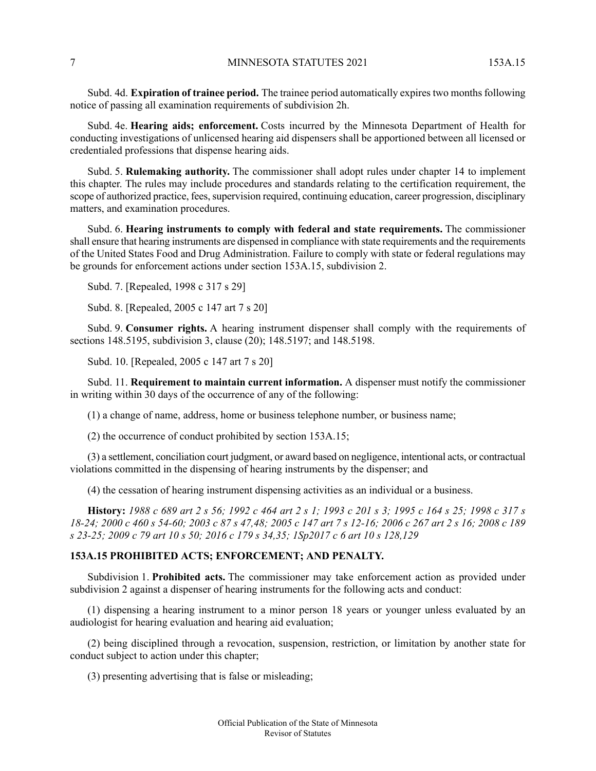Subd. 4d. **Expiration of trainee period.** The trainee period automatically expires two months following notice of passing all examination requirements of subdivision 2h.

Subd. 4e. **Hearing aids; enforcement.** Costs incurred by the Minnesota Department of Health for conducting investigations of unlicensed hearing aid dispensers shall be apportioned between all licensed or credentialed professions that dispense hearing aids.

Subd. 5. **Rulemaking authority.** The commissioner shall adopt rules under chapter 14 to implement this chapter. The rules may include procedures and standards relating to the certification requirement, the scope of authorized practice, fees, supervision required, continuing education, career progression, disciplinary matters, and examination procedures.

Subd. 6. **Hearing instruments to comply with federal and state requirements.** The commissioner shall ensure that hearing instruments are dispensed in compliance with state requirements and the requirements of the United States Food and Drug Administration. Failure to comply with state or federal regulations may be grounds for enforcement actions under section 153A.15, subdivision 2.

Subd. 7. [Repealed, 1998 c 317 s 29]

Subd. 8. [Repealed, 2005 c 147 art 7 s 20]

Subd. 9. **Consumer rights.** A hearing instrument dispenser shall comply with the requirements of sections 148.5195, subdivision 3, clause (20); 148.5197; and 148.5198.

Subd. 10. [Repealed, 2005 c 147 art 7 s 20]

Subd. 11. **Requirement to maintain current information.** A dispenser must notify the commissioner in writing within 30 days of the occurrence of any of the following:

(1) a change of name, address, home or business telephone number, or business name;

(2) the occurrence of conduct prohibited by section 153A.15;

(3) a settlement, conciliation court judgment, or award based on negligence, intentional acts, or contractual violations committed in the dispensing of hearing instruments by the dispenser; and

(4) the cessation of hearing instrument dispensing activities as an individual or a business.

**History:** *1988 c 689 art 2 s 56; 1992 c 464 art 2 s 1; 1993 c 201 s 3; 1995 c 164 s 25; 1998 c 317 s 18-24; 2000 c 460 s 54-60; 2003 c 87 s 47,48; 2005 c 147 art 7 s 12-16; 2006 c 267 art 2 s 16; 2008 c 189 s 23-25; 2009 c 79 art 10 s 50; 2016 c 179 s 34,35; 1Sp2017 c 6 art 10 s 128,129*

## 153A.15 PROHIBITED ACTS; ENFORCEMENT; AND PENALTY.

Subdivision 1. **Prohibited acts.** The commissioner may take enforcement action as provided under subdivision 2 against a dispenser of hearing instruments for the following acts and conduct:

(1) dispensing a hearing instrument to a minor person 18 years or younger unless evaluated by an audiologist for hearing evaluation and hearing aid evaluation;

(2) being disciplined through a revocation, suspension, restriction, or limitation by another state for conduct subject to action under this chapter;

(3) presenting advertising that is false or misleading;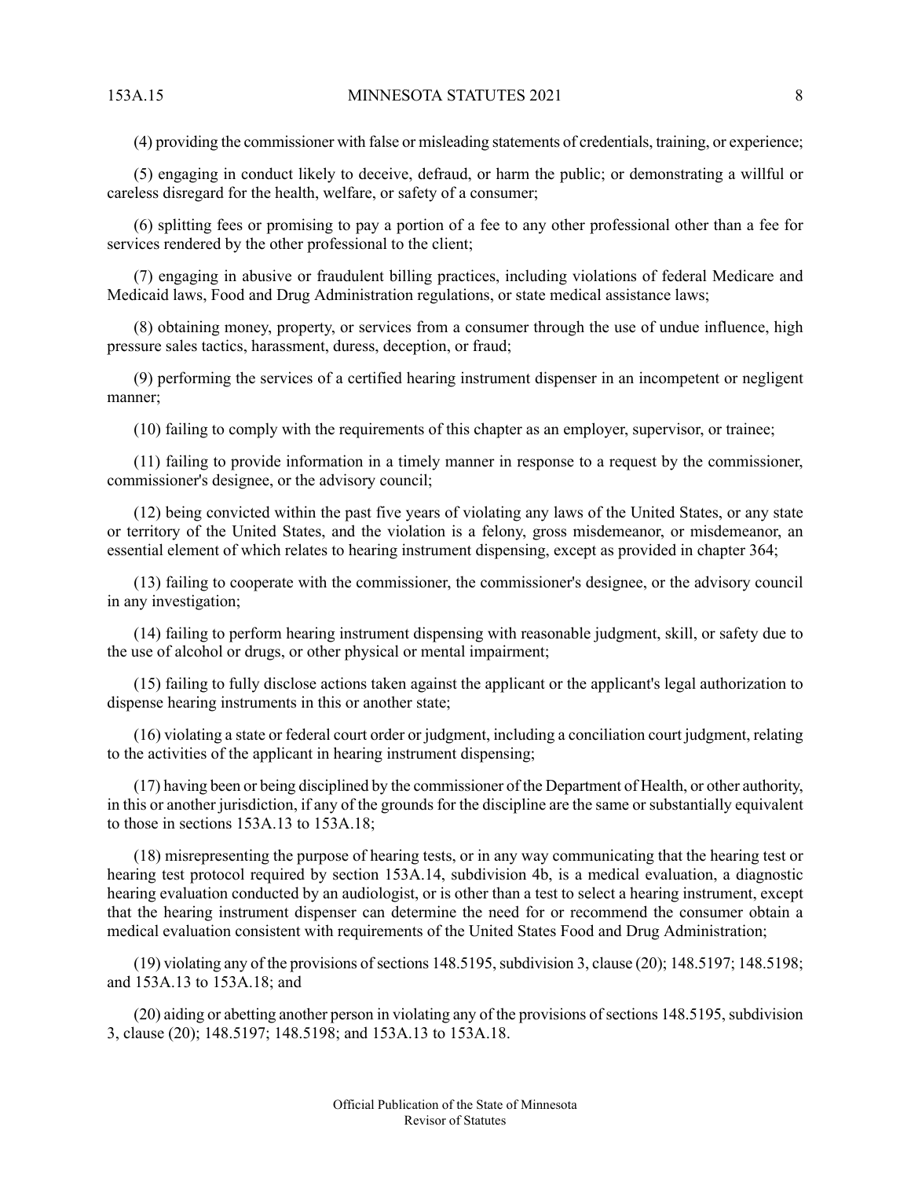(4) providing the commissioner with false or misleading statements of credentials, training, or experience;

(5) engaging in conduct likely to deceive, defraud, or harm the public; or demonstrating a willful or careless disregard for the health, welfare, or safety of a consumer;

(6) splitting fees or promising to pay a portion of a fee to any other professional other than a fee for services rendered by the other professional to the client;

(7) engaging in abusive or fraudulent billing practices, including violations of federal Medicare and Medicaid laws, Food and Drug Administration regulations, or state medical assistance laws;

(8) obtaining money, property, or services from a consumer through the use of undue influence, high pressure sales tactics, harassment, duress, deception, or fraud;

(9) performing the services of a certified hearing instrument dispenser in an incompetent or negligent manner;

(10) failing to comply with the requirements of this chapter as an employer, supervisor, or trainee;

(11) failing to provide information in a timely manner in response to a request by the commissioner, commissioner's designee, or the advisory council;

(12) being convicted within the past five years of violating any laws of the United States, or any state or territory of the United States, and the violation is a felony, gross misdemeanor, or misdemeanor, an essential element of which relates to hearing instrument dispensing, except as provided in chapter 364;

(13) failing to cooperate with the commissioner, the commissioner's designee, or the advisory council in any investigation;

(14) failing to perform hearing instrument dispensing with reasonable judgment, skill, or safety due to the use of alcohol or drugs, or other physical or mental impairment;

(15) failing to fully disclose actions taken against the applicant or the applicant's legal authorization to dispense hearing instruments in this or another state;

(16) violating a state or federal court order or judgment, including a conciliation court judgment, relating to the activities of the applicant in hearing instrument dispensing;

(17) having been or being disciplined by the commissioner of the Department of Health, or other authority, in this or another jurisdiction, if any of the grounds for the discipline are the same or substantially equivalent to those in sections 153A.13 to 153A.18;

(18) misrepresenting the purpose of hearing tests, or in any way communicating that the hearing test or hearing test protocol required by section 153A.14, subdivision 4b, is a medical evaluation, a diagnostic hearing evaluation conducted by an audiologist, or is other than a test to select a hearing instrument, except that the hearing instrument dispenser can determine the need for or recommend the consumer obtain a medical evaluation consistent with requirements of the United States Food and Drug Administration;

(19) violating any of the provisions of sections 148.5195, subdivision 3, clause (20); 148.5197; 148.5198; and 153A.13 to 153A.18; and

(20) aiding or abetting another person in violating any of the provisions of sections 148.5195, subdivision 3, clause (20); 148.5197; 148.5198; and 153A.13 to 153A.18.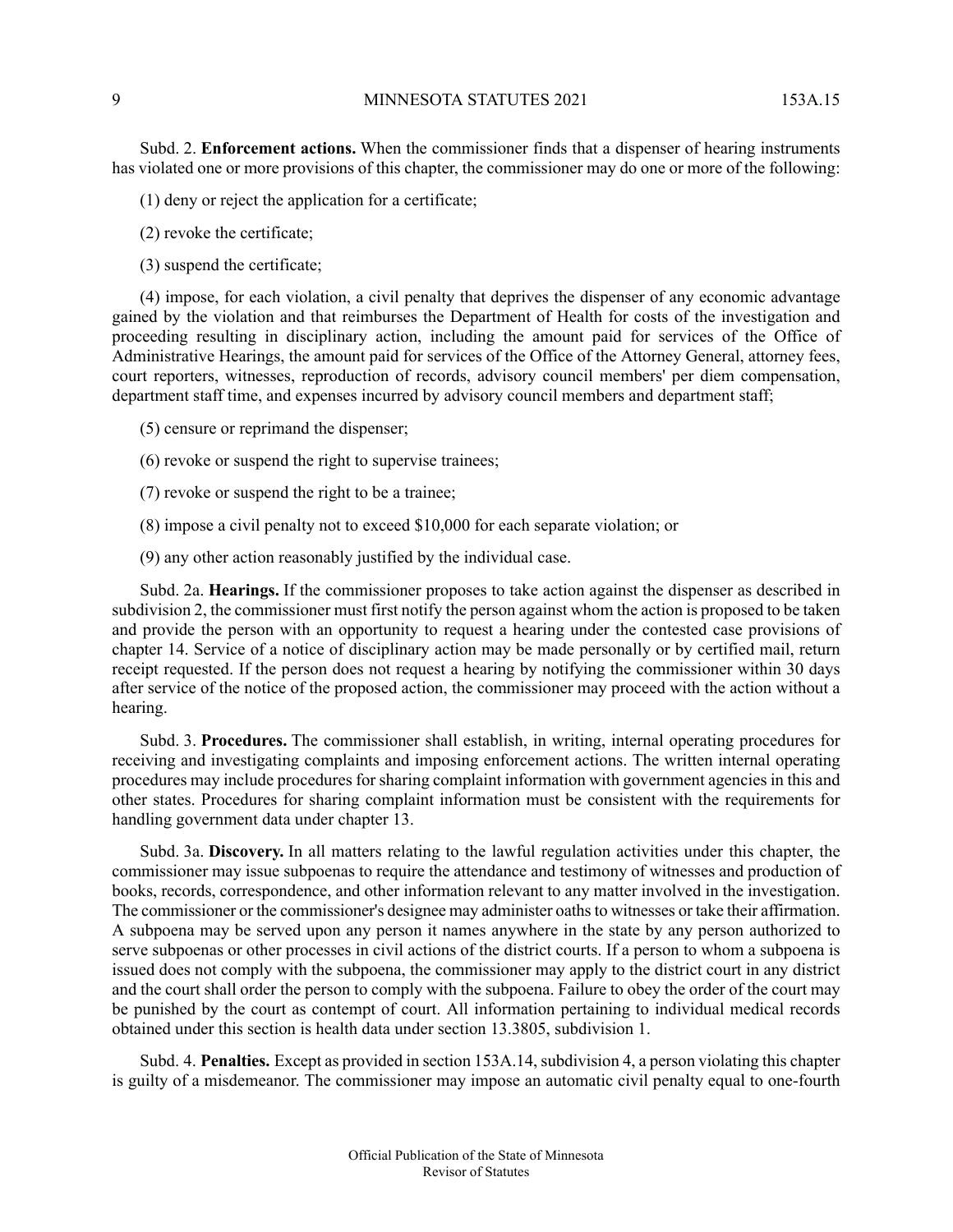Subd. 2. **Enforcement actions.** When the commissioner finds that a dispenser of hearing instruments has violated one or more provisions of this chapter, the commissioner may do one or more of the following:

(1) deny or reject the application for a certificate;

(2) revoke the certificate;

(3) suspend the certificate;

(4) impose, for each violation, a civil penalty that deprives the dispenser of any economic advantage gained by the violation and that reimburses the Department of Health for costs of the investigation and proceeding resulting in disciplinary action, including the amount paid for services of the Office of Administrative Hearings, the amount paid for services of the Office of the Attorney General, attorney fees, court reporters, witnesses, reproduction of records, advisory council members' per diem compensation, department staff time, and expenses incurred by advisory council members and department staff;

(5) censure or reprimand the dispenser;

(6) revoke or suspend the right to supervise trainees;

(7) revoke or suspend the right to be a trainee;

(8) impose a civil penalty not to exceed $10,000 for each separate violation; or

(9) any other action reasonably justified by the individual case.

Subd. 2a. **Hearings.** If the commissioner proposes to take action against the dispenser as described in subdivision 2, the commissioner must first notify the person against whom the action is proposed to be taken and provide the person with an opportunity to request a hearing under the contested case provisions of chapter 14. Service of a notice of disciplinary action may be made personally or by certified mail, return receipt requested. If the person does not request a hearing by notifying the commissioner within 30 days after service of the notice of the proposed action, the commissioner may proceed with the action without a hearing.

Subd. 3. **Procedures.** The commissioner shall establish, in writing, internal operating procedures for receiving and investigating complaints and imposing enforcement actions. The written internal operating procedures may include procedures for sharing complaint information with government agencies in this and other states. Procedures for sharing complaint information must be consistent with the requirements for handling government data under chapter 13.

Subd. 3a. **Discovery.** In all matters relating to the lawful regulation activities under this chapter, the commissioner may issue subpoenas to require the attendance and testimony of witnesses and production of books, records, correspondence, and other information relevant to any matter involved in the investigation. The commissioner or the commissioner's designee may administer oaths to witnesses or take their affirmation. A subpoena may be served upon any person it names anywhere in the state by any person authorized to serve subpoenas or other processes in civil actions of the district courts. If a person to whom a subpoena is issued does not comply with the subpoena, the commissioner may apply to the district court in any district and the court shall order the person to comply with the subpoena. Failure to obey the order of the court may be punished by the court as contempt of court. All information pertaining to individual medical records obtained under this section is health data under section 13.3805, subdivision 1.

Subd. 4. **Penalties.** Except as provided in section 153A.14, subdivision 4, a person violating this chapter is guilty of a misdemeanor. The commissioner may impose an automatic civil penalty equal to one-fourth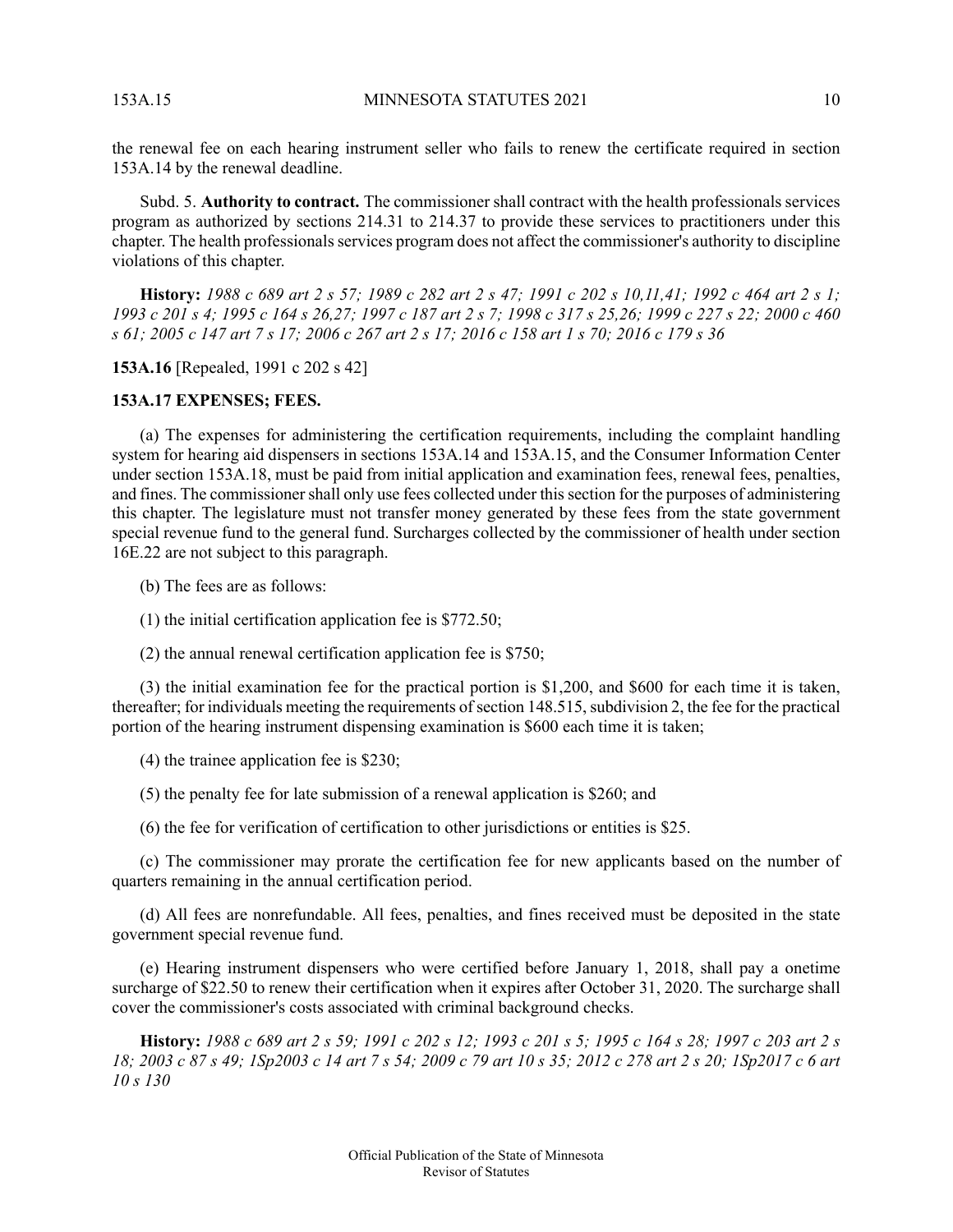the renewal fee on each hearing instrument seller who fails to renew the certificate required in section 153A.14 by the renewal deadline.

Subd. 5. **Authority to contract.** The commissioner shall contract with the health professionals services program as authorized by sections 214.31 to 214.37 to provide these services to practitioners under this chapter. The health professionals services program does not affect the commissioner's authority to discipline violations of this chapter.

**History:** *1988 c 689 art 2 s 57; 1989 c 282 art 2 s 47; 1991 c 202 s 10,11,41; 1992 c 464 art 2 s 1; 1993 c 201 s 4; 1995 c 164 s 26,27; 1997 c 187 art 2 s 7; 1998 c 317 s 25,26; 1999 c 227 s 22; 2000 c 460 s 61; 2005 c 147 art 7 s 17; 2006 c 267 art 2 s 17; 2016 c 158 art 1 s 70; 2016 c 179 s 36*

**153A.16** [Repealed, 1991 c 202 s 42]

**153A.17 EXPENSES; FEES.**

(a) The expenses for administering the certification requirements, including the complaint handling system for hearing aid dispensers in sections 153A.14 and 153A.15, and the Consumer Information Center under section 153A.18, must be paid from initial application and examination fees, renewal fees, penalties, and fines. The commissioner shall only use fees collected under this section for the purposes of administering this chapter. The legislature must not transfer money generated by these fees from the state government special revenue fund to the general fund. Surcharges collected by the commissioner of health under section 16E.22 are not subject to this paragraph.

(b) The fees are as follows:

(1) the initial certification application fee is $772.50;

(2) the annual renewal certification application fee is $750;

(3) the initial examination fee for the practical portion is $1,200, and $600 for each time it is taken, thereafter; for individuals meeting the requirements of section 148.515, subdivision 2, the fee for the practical portion of the hearing instrument dispensing examination is $600 each time it is taken;

(4) the trainee application fee is $230;

(5) the penalty fee for late submission of a renewal application is $260; and

(6) the fee for verification of certification to other jurisdictions or entities is $25.

(c) The commissioner may prorate the certification fee for new applicants based on the number of quarters remaining in the annual certification period.

(d) All fees are nonrefundable. All fees, penalties, and fines received must be deposited in the state government special revenue fund.

(e) Hearing instrument dispensers who were certified before January 1, 2018, shall pay a onetime surcharge of $22.50 to renew their certification when it expires after October 31, 2020. The surcharge shall cover the commissioner's costs associated with criminal background checks.

**History:** *1988 c 689 art 2 s 59; 1991 c 202 s 12; 1993 c 201 s 5; 1995 c 164 s 28; 1997 c 203 art 2 s 18; 2003 c 87 s 49; 1Sp2003 c 14 art 7 s 54; 2009 c 79 art 10 s 35; 2012 c 278 art 2 s 20; 1Sp2017 c 6 art 10 s 130*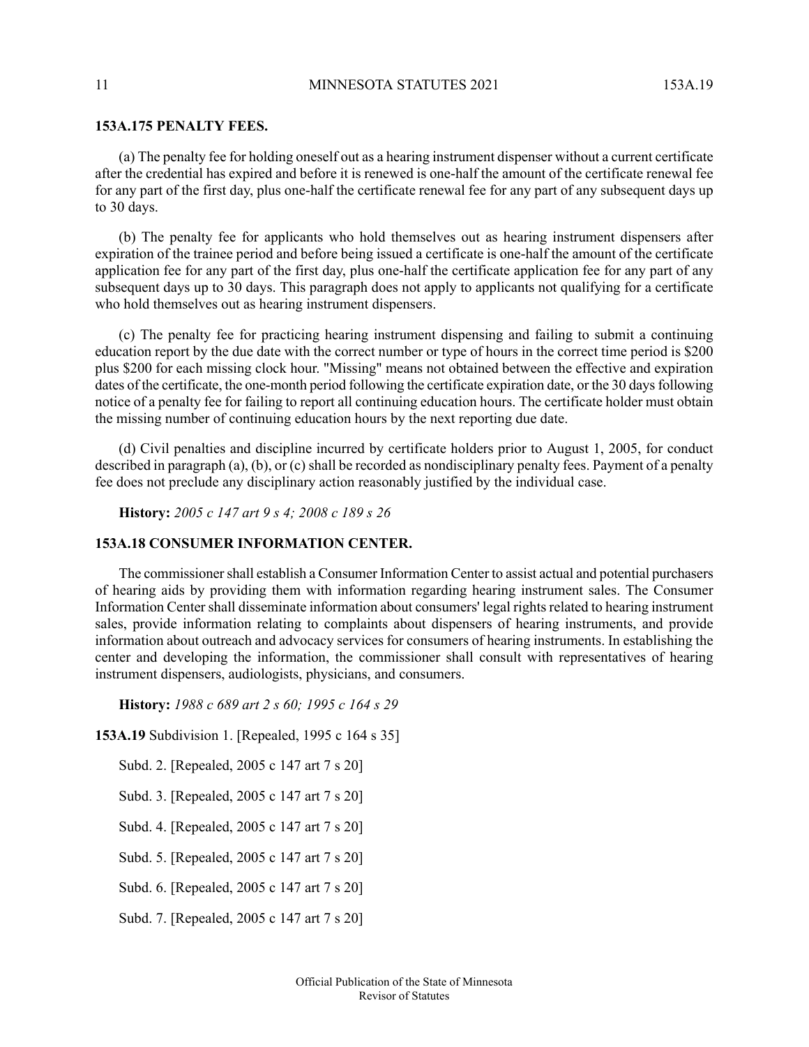**153A.175 PENALTY FEES.**

(a) The penalty fee for holding oneself out as a hearing instrument dispenser without a current certificate after the credential has expired and before it is renewed is one-half the amount of the certificate renewal fee for any part of the first day, plus one-half the certificate renewal fee for any part of any subsequent days up to 30 days.

(b) The penalty fee for applicants who hold themselves out as hearing instrument dispensers after expiration of the trainee period and before being issued a certificate is one-half the amount of the certificate application fee for any part of the first day, plus one-half the certificate application fee for any part of any subsequent days up to 30 days. This paragraph does not apply to applicants not qualifying for a certificate who hold themselves out as hearing instrument dispensers.

(c) The penalty fee for practicing hearing instrument dispensing and failing to submit a continuing education report by the due date with the correct number or type of hours in the correct time period is $200 plus $200 for each missing clock hour. "Missing" means not obtained between the effective and expiration dates of the certificate, the one-month period following the certificate expiration date, or the 30 days following notice of a penalty fee for failing to report all continuing education hours. The certificate holder must obtain the missing number of continuing education hours by the next reporting due date.

(d) Civil penalties and discipline incurred by certificate holders prior to August 1, 2005, for conduct described in paragraph (a), (b), or (c) shall be recorded as nondisciplinary penalty fees. Payment of a penalty fee does not preclude any disciplinary action reasonably justified by the individual case.

**History:** *2005 c 147 art 9 s 4; 2008 c 189 s 26*

**153A.18 CONSUMER INFORMATION CENTER.**

The commissioner shall establish a Consumer Information Center to assist actual and potential purchasers of hearing aids by providing them with information regarding hearing instrument sales. The Consumer Information Center shall disseminate information about consumers' legal rights related to hearing instrument sales, provide information relating to complaints about dispensers of hearing instruments, and provide information about outreach and advocacy services for consumers of hearing instruments. In establishing the center and developing the information, the commissioner shall consult with representatives of hearing instrument dispensers, audiologists, physicians, and consumers.

**History:** *1988 c 689 art 2 s 60; 1995 c 164 s 29*

**153A.19** Subdivision 1. [Repealed, 1995 c 164 s 35]

Subd. 2. [Repealed, 2005 c 147 art 7 s 20]

Subd. 3. [Repealed, 2005 c 147 art 7 s 20]

Subd. 4. [Repealed, 2005 c 147 art 7 s 20]

Subd. 5. [Repealed, 2005 c 147 art 7 s 20]

Subd. 6. [Repealed, 2005 c 147 art 7 s 20]

Subd. 7. [Repealed, 2005 c 147 art 7 s 20]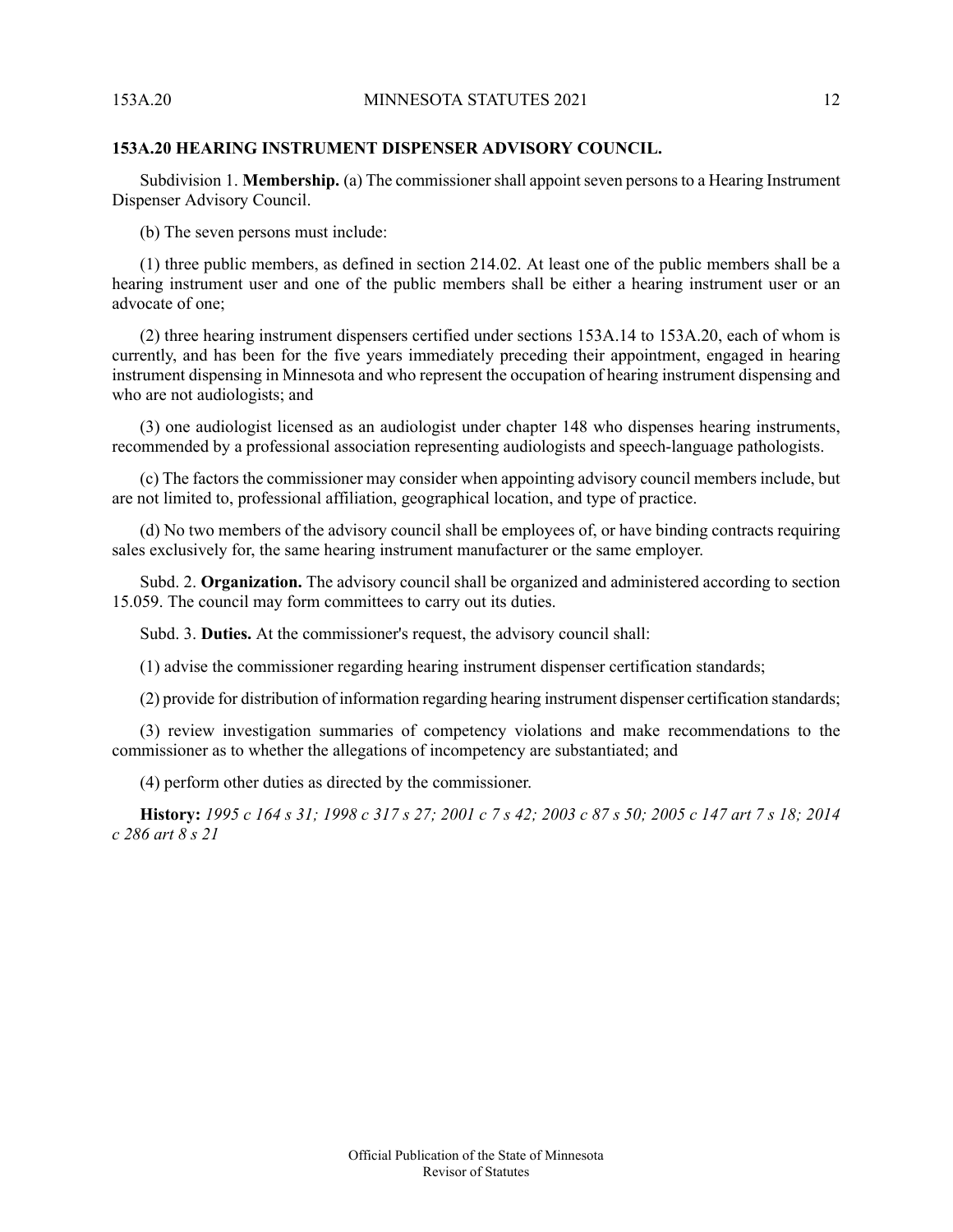**153A.20 HEARING INSTRUMENT DISPENSER ADVISORY COUNCIL.**

Subdivision 1. **Membership.** (a) The commissioner shall appoint seven persons to a Hearing Instrument Dispenser Advisory Council.

(b) The seven persons must include:

(1) three public members, as defined in section 214.02. At least one of the public members shall be a hearing instrument user and one of the public members shall be either a hearing instrument user or an advocate of one;

(2) three hearing instrument dispensers certified under sections 153A.14 to 153A.20, each of whom is currently, and has been for the five years immediately preceding their appointment, engaged in hearing instrument dispensing in Minnesota and who represent the occupation of hearing instrument dispensing and who are not audiologists; and

(3) one audiologist licensed as an audiologist under chapter 148 who dispenses hearing instruments, recommended by a professional association representing audiologists and speech-language pathologists.

(c) The factors the commissioner may consider when appointing advisory council members include, but are not limited to, professional affiliation, geographical location, and type of practice.

(d) No two members of the advisory council shall be employees of, or have binding contracts requiring sales exclusively for, the same hearing instrument manufacturer or the same employer.

Subd. 2. **Organization.** The advisory council shall be organized and administered according to section 15.059. The council may form committees to carry out its duties.

Subd. 3. **Duties.** At the commissioner's request, the advisory council shall:

(1) advise the commissioner regarding hearing instrument dispenser certification standards;

(2) provide for distribution of information regarding hearing instrument dispenser certification standards;

(3) review investigation summaries of competency violations and make recommendations to the commissioner as to whether the allegations of incompetency are substantiated; and

(4) perform other duties as directed by the commissioner.

**History:** *1995 c 164 s 31; 1998 c 317 s 27; 2001 c 7 s 42; 2003 c 87 s 50; 2005 c 147 art 7 s 18; 2014 c 286 art 8 s 21*